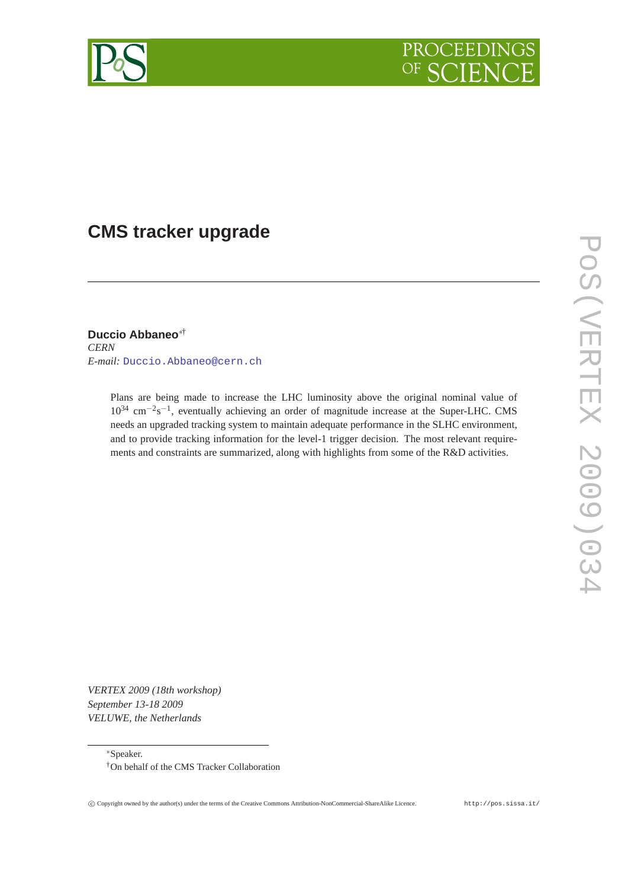# CMS tracker upgrade

**Duccio Abbaneo**[\*†]
*CERN*
*E-mail:* Duccio.Abbaneo@cern.ch

Plans are being made to increase the LHC luminosity above the original nominal value of $10^{34}$ cm$^{-2}$s$^{-1}$, eventually achieving an order of magnitude increase at the Super-LHC. CMS needs an upgraded tracking system to maintain adequate performance in the SLHC environment, and to provide tracking information for the level-1 trigger decision. The most relevant requirements and constraints are summarized, along with highlights from some of the R&D activities.

*VERTEX 2009 (18th workshop)*
*September 13-18 2009*
*VELUWE, the Netherlands*

---

[\*] Speaker.
[†] On behalf of the CMS Tracker Collaboration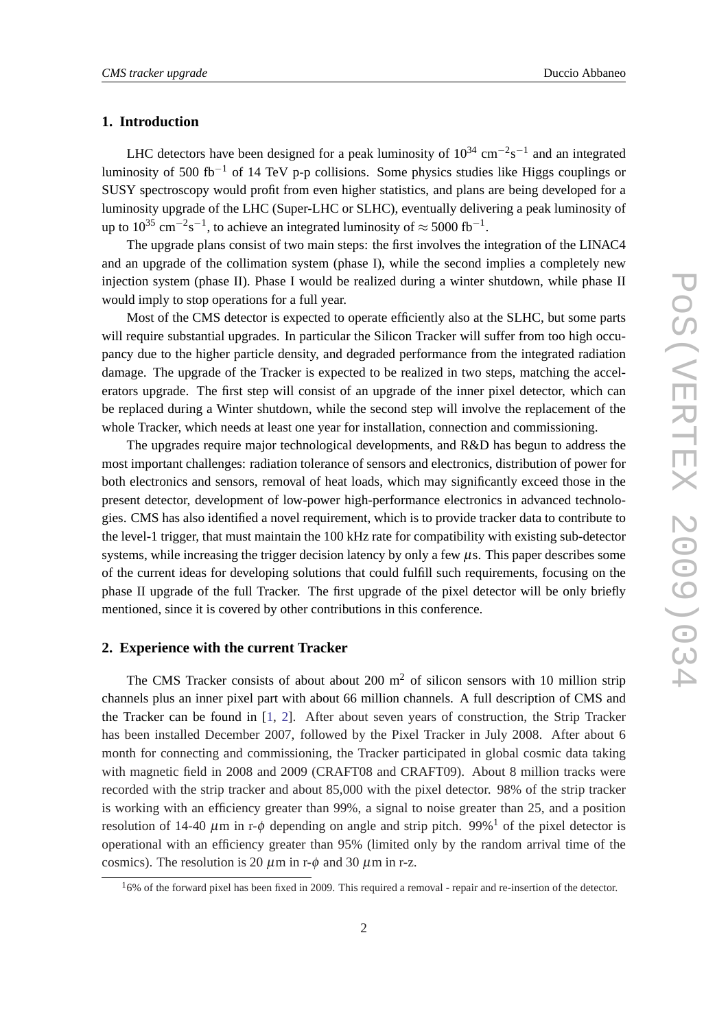## 1. Introduction

LHC detectors have been designed for a peak luminosity of $10^{34}$ cm$^{-2}$s$^{-1}$ and an integrated luminosity of 500 fb$^{-1}$ of 14 TeV p-p collisions. Some physics studies like Higgs couplings or SUSY spectroscopy would profit from even higher statistics, and plans are being developed for a luminosity upgrade of the LHC (Super-LHC or SLHC), eventually delivering a peak luminosity of up to $10^{35}$ cm$^{-2}$s$^{-1}$, to achieve an integrated luminosity of $\approx$ 5000 fb$^{-1}$.

The upgrade plans consist of two main steps: the first involves the integration of the LINAC4 and an upgrade of the collimation system (phase I), while the second implies a completely new injection system (phase II). Phase I would be realized during a winter shutdown, while phase II would imply to stop operations for a full year.

Most of the CMS detector is expected to operate efficiently also at the SLHC, but some parts will require substantial upgrades. In particular the Silicon Tracker will suffer from too high occupancy due to the higher particle density, and degraded performance from the integrated radiation damage. The upgrade of the Tracker is expected to be realized in two steps, matching the accelerators upgrade. The first step will consist of an upgrade of the inner pixel detector, which can be replaced during a Winter shutdown, while the second step will involve the replacement of the whole Tracker, which needs at least one year for installation, connection and commissioning.

The upgrades require major technological developments, and R&D has begun to address the most important challenges: radiation tolerance of sensors and electronics, distribution of power for both electronics and sensors, removal of heat loads, which may significantly exceed those in the present detector, development of low-power high-performance electronics in advanced technologies. CMS has also identified a novel requirement, which is to provide tracker data to contribute to the level-1 trigger, that must maintain the 100 kHz rate for compatibility with existing sub-detector systems, while increasing the trigger decision latency by only a few $\mu$s. This paper describes some of the current ideas for developing solutions that could fulfill such requirements, focusing on the phase II upgrade of the full Tracker. The first upgrade of the pixel detector will be only briefly mentioned, since it is covered by other contributions in this conference.

## 2. Experience with the current Tracker

The CMS Tracker consists of about about 200 m$^2$ of silicon sensors with 10 million strip channels plus an inner pixel part with about 66 million channels. A full description of CMS and the Tracker can be found in [1, 2]. After about seven years of construction, the Strip Tracker has been installed December 2007, followed by the Pixel Tracker in July 2008. After about 6 month for connecting and commissioning, the Tracker participated in global cosmic data taking with magnetic field in 2008 and 2009 (CRAFT08 and CRAFT09). About 8 million tracks were recorded with the strip tracker and about 85,000 with the pixel detector. 98% of the strip tracker is working with an efficiency greater than 99%, a signal to noise greater than 25, and a position resolution of 14-40 $\mu$m in r-$\phi$ depending on angle and strip pitch. 99%[1] of the pixel detector is operational with an efficiency greater than 95% (limited only by the random arrival time of the cosmics). The resolution is 20 $\mu$m in r-$\phi$ and 30 $\mu$m in r-z.

[1] 6% of the forward pixel has been fixed in 2009. This required a removal - repair and re-insertion of the detector.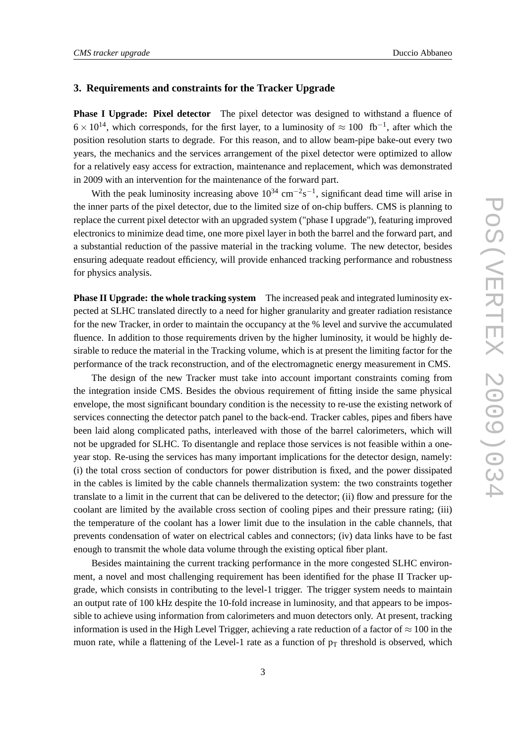## 3. Requirements and constraints for the Tracker Upgrade

**Phase I Upgrade: Pixel detector** The pixel detector was designed to withstand a fluence of $6 \times 10^{14}$, which corresponds, for the first layer, to a luminosity of $\approx 100$ fb$^{-1}$, after which the position resolution starts to degrade. For this reason, and to allow beam-pipe bake-out every two years, the mechanics and the services arrangement of the pixel detector were optimized to allow for a relatively easy access for extraction, maintenance and replacement, which was demonstrated in 2009 with an intervention for the maintenance of the forward part.

With the peak luminosity increasing above $10^{34}$ cm$^{-2}$s$^{-1}$, significant dead time will arise in the inner parts of the pixel detector, due to the limited size of on-chip buffers. CMS is planning to replace the current pixel detector with an upgraded system ("phase I upgrade"), featuring improved electronics to minimize dead time, one more pixel layer in both the barrel and the forward part, and a substantial reduction of the passive material in the tracking volume. The new detector, besides ensuring adequate readout efficiency, will provide enhanced tracking performance and robustness for physics analysis.

**Phase II Upgrade: the whole tracking system** The increased peak and integrated luminosity expected at SLHC translated directly to a need for higher granularity and greater radiation resistance for the new Tracker, in order to maintain the occupancy at the % level and survive the accumulated fluence. In addition to those requirements driven by the higher luminosity, it would be highly desirable to reduce the material in the Tracking volume, which is at present the limiting factor for the performance of the track reconstruction, and of the electromagnetic energy measurement in CMS.

The design of the new Tracker must take into account important constraints coming from the integration inside CMS. Besides the obvious requirement of fitting inside the same physical envelope, the most significant boundary condition is the necessity to re-use the existing network of services connecting the detector patch panel to the back-end. Tracker cables, pipes and fibers have been laid along complicated paths, interleaved with those of the barrel calorimeters, which will not be upgraded for SLHC. To disentangle and replace those services is not feasible within a one-year stop. Re-using the services has many important implications for the detector design, namely: (i) the total cross section of conductors for power distribution is fixed, and the power dissipated in the cables is limited by the cable channels thermalization system: the two constraints together translate to a limit in the current that can be delivered to the detector; (ii) flow and pressure for the coolant are limited by the available cross section of cooling pipes and their pressure rating; (iii) the temperature of the coolant has a lower limit due to the insulation in the cable channels, that prevents condensation of water on electrical cables and connectors; (iv) data links have to be fast enough to transmit the whole data volume through the existing optical fiber plant.

Besides maintaining the current tracking performance in the more congested SLHC environment, a novel and most challenging requirement has been identified for the phase II Tracker upgrade, which consists in contributing to the level-1 trigger. The trigger system needs to maintain an output rate of 100 kHz despite the 10-fold increase in luminosity, and that appears to be impossible to achieve using information from calorimeters and muon detectors only. At present, tracking information is used in the High Level Trigger, achieving a rate reduction of a factor of $\approx 100$ in the muon rate, while a flattening of the Level-1 rate as a function of $p_T$ threshold is observed, which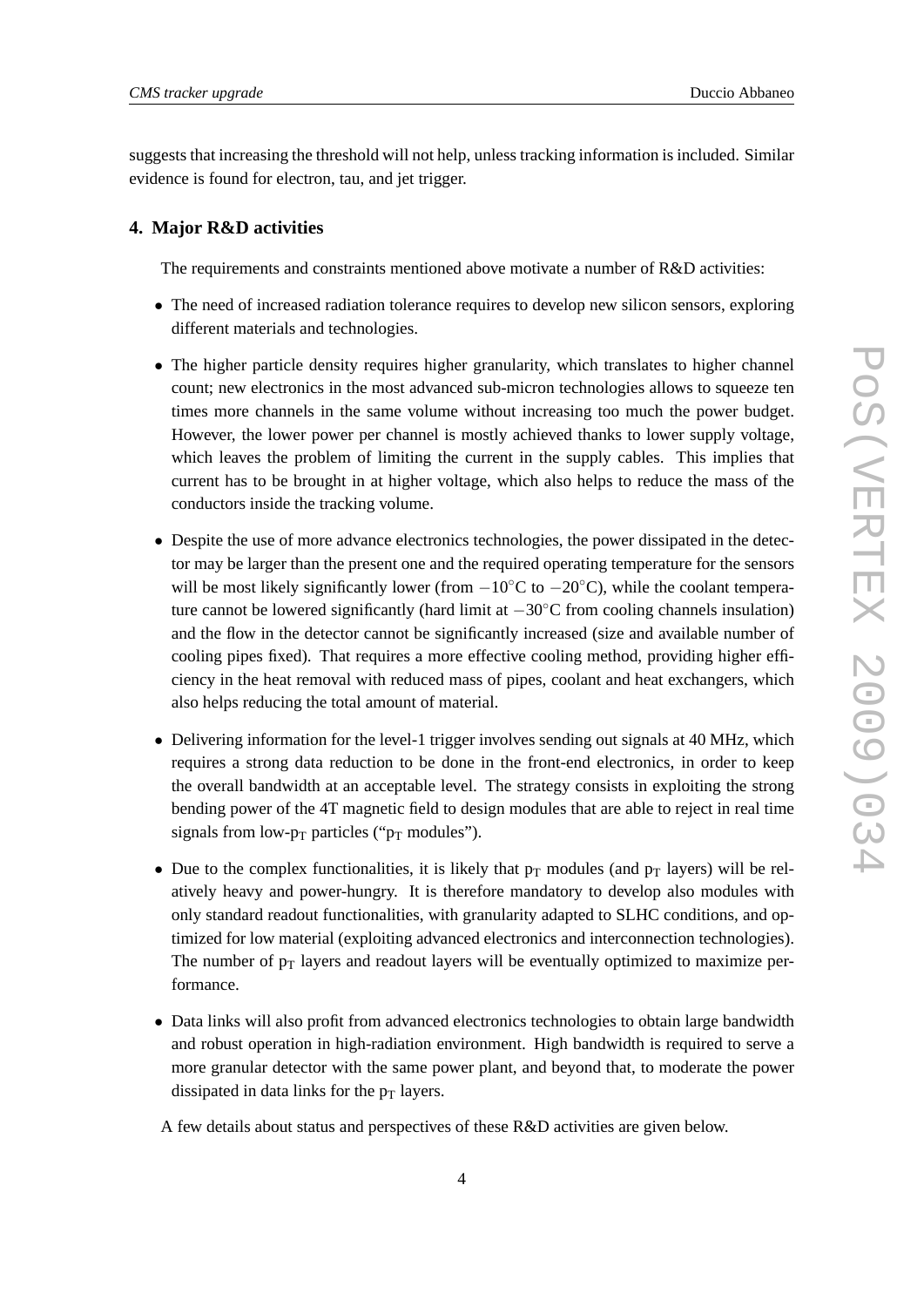suggests that increasing the threshold will not help, unless tracking information is included. Similar evidence is found for electron, tau, and jet trigger.

## 4. Major R&D activities

The requirements and constraints mentioned above motivate a number of R&D activities:

- The need of increased radiation tolerance requires to develop new silicon sensors, exploring different materials and technologies.
- The higher particle density requires higher granularity, which translates to higher channel count; new electronics in the most advanced sub-micron technologies allows to squeeze ten times more channels in the same volume without increasing too much the power budget. However, the lower power per channel is mostly achieved thanks to lower supply voltage, which leaves the problem of limiting the current in the supply cables. This implies that current has to be brought in at higher voltage, which also helps to reduce the mass of the conductors inside the tracking volume.
- Despite the use of more advance electronics technologies, the power dissipated in the detector may be larger than the present one and the required operating temperature for the sensors will be most likely significantly lower (from $-10^{\circ}$C to $-20^{\circ}$C), while the coolant temperature cannot be lowered significantly (hard limit at $-30^{\circ}$C from cooling channels insulation) and the flow in the detector cannot be significantly increased (size and available number of cooling pipes fixed). That requires a more effective cooling method, providing higher efficiency in the heat removal with reduced mass of pipes, coolant and heat exchangers, which also helps reducing the total amount of material.
- Delivering information for the level-1 trigger involves sending out signals at 40 MHz, which requires a strong data reduction to be done in the front-end electronics, in order to keep the overall bandwidth at an acceptable level. The strategy consists in exploiting the strong bending power of the 4T magnetic field to design modules that are able to reject in real time signals from low-$p_T$ particles ("$p_T$ modules").
- Due to the complex functionalities, it is likely that $p_T$ modules (and $p_T$ layers) will be relatively heavy and power-hungry. It is therefore mandatory to develop also modules with only standard readout functionalities, with granularity adapted to SLHC conditions, and optimized for low material (exploiting advanced electronics and interconnection technologies). The number of $p_T$ layers and readout layers will be eventually optimized to maximize performance.
- Data links will also profit from advanced electronics technologies to obtain large bandwidth and robust operation in high-radiation environment. High bandwidth is required to serve a more granular detector with the same power plant, and beyond that, to moderate the power dissipated in data links for the $p_T$ layers.

A few details about status and perspectives of these R&D activities are given below.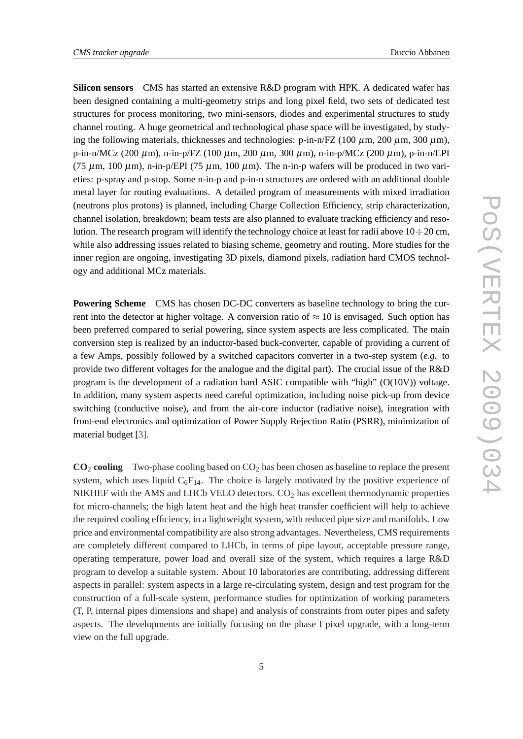**Silicon sensors** CMS has started an extensive R&D program with HPK. A dedicated wafer has been designed containing a multi-geometry strips and long pixel field, two sets of dedicated test structures for process monitoring, two mini-sensors, diodes and experimental structures to study channel routing. A huge geometrical and technological phase space will be investigated, by studying the following materials, thicknesses and technologies: p-in-n/FZ (100 $\mu$m, 200 $\mu$m, 300 $\mu$m), p-in-n/MCz (200 $\mu$m), n-in-p/FZ (100 $\mu$m, 200 $\mu$m, 300 $\mu$m), n-in-p/MCz (200 $\mu$m), p-in-n/EPI (75 $\mu$m, 100 $\mu$m), n-in-p/EPI (75 $\mu$m, 100 $\mu$m). The n-in-p wafers will be produced in two varieties: p-spray and p-stop. Some n-in-p and p-in-n structures are ordered with an additional double metal layer for routing evaluations. A detailed program of measurements with mixed irradiation (neutrons plus protons) is planned, including Charge Collection Efficiency, strip characterization, channel isolation, breakdown; beam tests are also planned to evaluate tracking efficiency and resolution. The research program will identify the technology choice at least for radii above $10 \div 20$ cm, while also addressing issues related to biasing scheme, geometry and routing. More studies for the inner region are ongoing, investigating 3D pixels, diamond pixels, radiation hard CMOS technology and additional MCz materials.

**Powering Scheme** CMS has chosen DC-DC converters as baseline technology to bring the current into the detector at higher voltage. A conversion ratio of $\approx 10$ is envisaged. Such option has been preferred compared to serial powering, since system aspects are less complicated. The main conversion step is realized by an inductor-based buck-converter, capable of providing a current of a few Amps, possibly followed by a switched capacitors converter in a two-step system (*e.g.* to provide two different voltages for the analogue and the digital part). The crucial issue of the R&D program is the development of a radiation hard ASIC compatible with "high" (O(10V)) voltage. In addition, many system aspects need careful optimization, including noise pick-up from device switching (conductive noise), and from the air-core inductor (radiative noise), integration with front-end electronics and optimization of Power Supply Rejection Ratio (PSRR), minimization of material budget [3].

**$CO_2$ cooling** Two-phase cooling based on $CO_2$ has been chosen as baseline to replace the present system, which uses liquid $C_6F_{14}$. The choice is largely motivated by the positive experience of NIKHEF with the AMS and LHCb VELO detectors. $CO_2$ has excellent thermodynamic properties for micro-channels; the high latent heat and the high heat transfer coefficient will help to achieve the required cooling efficiency, in a lightweight system, with reduced pipe size and manifolds. Low price and environmental compatibility are also strong advantages. Nevertheless, CMS requirements are completely different compared to LHCb, in terms of pipe layout, acceptable pressure range, operating temperature, power load and overall size of the system, which requires a large R&D program to develop a suitable system. About 10 laboratories are contributing, addressing different aspects in parallel: system aspects in a large re-circulating system, design and test program for the construction of a full-scale system, performance studies for optimization of working parameters (T, P, internal pipes dimensions and shape) and analysis of constraints from outer pipes and safety aspects. The developments are initially focusing on the phase I pixel upgrade, with a long-term view on the full upgrade.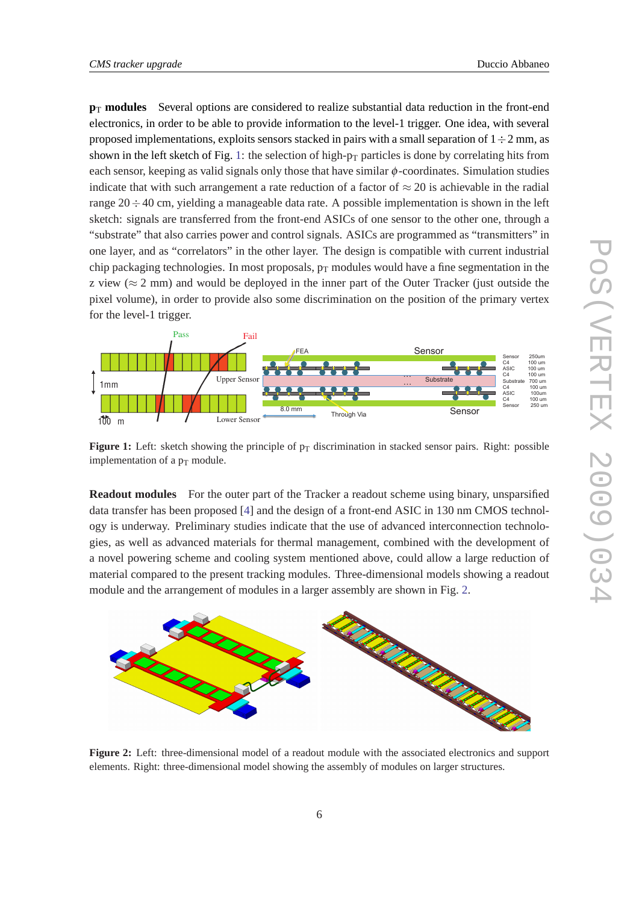**$p_T$ modules** Several options are considered to realize substantial data reduction in the front-end electronics, in order to be able to provide information to the level-1 trigger. One idea, with several proposed implementations, exploits sensors stacked in pairs with a small separation of $1 \div 2$ mm, as shown in the left sketch of Fig. 1: the selection of high-$p_T$ particles is done by correlating hits from each sensor, keeping as valid signals only those that have similar $\phi$-coordinates. Simulation studies indicate that with such arrangement a rate reduction of a factor of $\approx 20$ is achievable in the radial range $20 \div 40$ cm, yielding a manageable data rate. A possible implementation is shown in the left sketch: signals are transferred from the front-end ASICs of one sensor to the other one, through a "substrate" that also carries power and control signals. ASICs are programmed as "transmitters" in one layer, and as "correlators" in the other layer. The design is compatible with current industrial chip packaging technologies. In most proposals, $p_T$ modules would have a fine segmentation in the z view ($\approx 2$ mm) and would be deployed in the inner part of the Outer Tracker (just outside the pixel volume), in order to provide also some discrimination on the position of the primary vertex for the level-1 trigger.

**Figure 1:** Left: sketch showing the principle of $p_T$ discrimination in stacked sensor pairs. Right: possible implementation of a $p_T$ module.

**Readout modules** For the outer part of the Tracker a readout scheme using binary, unsparsified data transfer has been proposed [4] and the design of a front-end ASIC in 130 nm CMOS technology is underway. Preliminary studies indicate that the use of advanced interconnection technologies, as well as advanced materials for thermal management, combined with the development of a novel powering scheme and cooling system mentioned above, could allow a large reduction of material compared to the present tracking modules. Three-dimensional models showing a readout module and the arrangement of modules in a larger assembly are shown in Fig. 2.

**Figure 2:** Left: three-dimensional model of a readout module with the associated electronics and support elements. Right: three-dimensional model showing the assembly of modules on larger structures.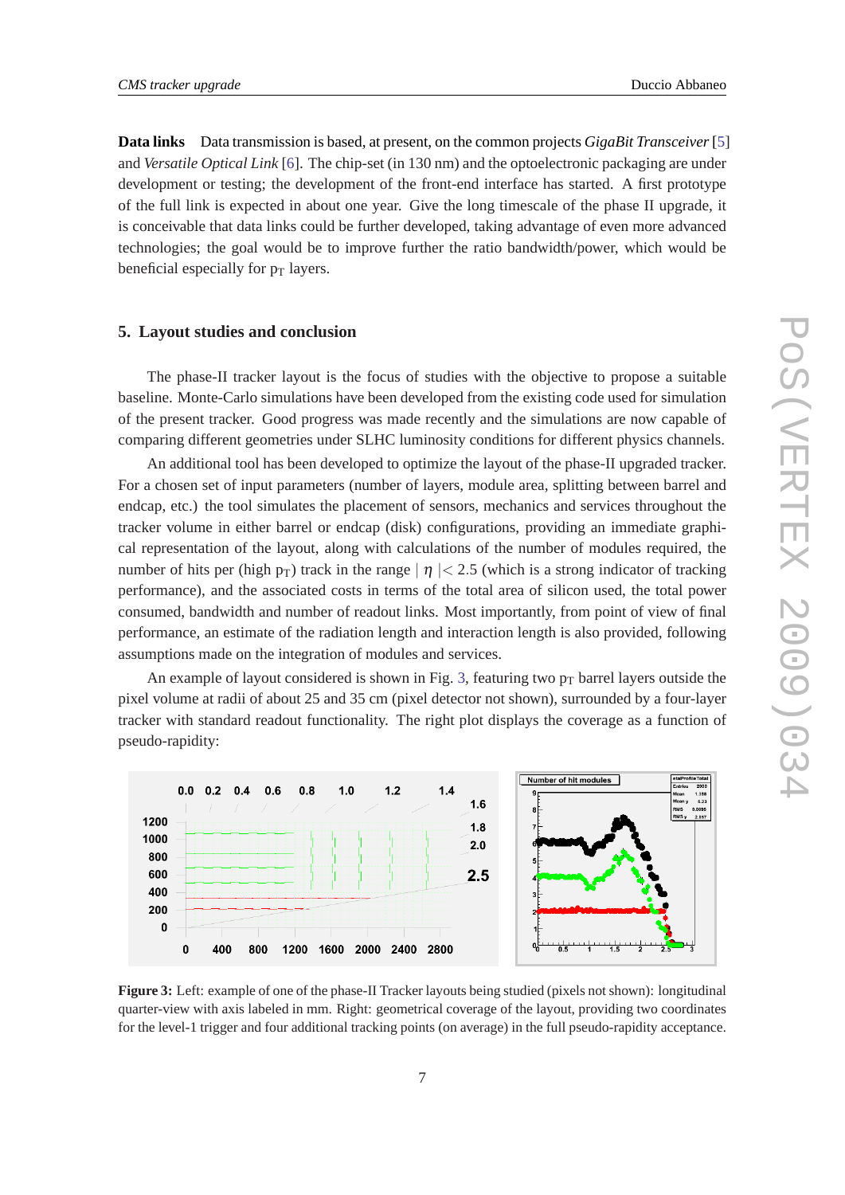**Data links** Data transmission is based, at present, on the common projects *GigaBit Transceiver* [5] and *Versatile Optical Link* [6]. The chip-set (in 130 nm) and the optoelectronic packaging are under development or testing; the development of the front-end interface has started. A first prototype of the full link is expected in about one year. Give the long timescale of the phase II upgrade, it is conceivable that data links could be further developed, taking advantage of even more advanced technologies; the goal would be to improve further the ratio bandwidth/power, which would be beneficial especially for $p_T$ layers.

## 5. Layout studies and conclusion

The phase-II tracker layout is the focus of studies with the objective to propose a suitable baseline. Monte-Carlo simulations have been developed from the existing code used for simulation of the present tracker. Good progress was made recently and the simulations are now capable of comparing different geometries under SLHC luminosity conditions for different physics channels.

An additional tool has been developed to optimize the layout of the phase-II upgraded tracker. For a chosen set of input parameters (number of layers, module area, splitting between barrel and endcap, etc.) the tool simulates the placement of sensors, mechanics and services throughout the tracker volume in either barrel or endcap (disk) configurations, providing an immediate graphical representation of the layout, along with calculations of the number of modules required, the number of hits per (high $p_T$) track in the range $|\eta| < 2.5$ (which is a strong indicator of tracking performance), and the associated costs in terms of the total area of silicon used, the total power consumed, bandwidth and number of readout links. Most importantly, from point of view of final performance, an estimate of the radiation length and interaction length is also provided, following assumptions made on the integration of modules and services.

An example of layout considered is shown in Fig. 3, featuring two $p_T$ barrel layers outside the pixel volume at radii of about 25 and 35 cm (pixel detector not shown), surrounded by a four-layer tracker with standard readout functionality. The right plot displays the coverage as a function of pseudo-rapidity:

**Figure 3:** Left: example of one of the phase-II Tracker layouts being studied (pixels not shown): longitudinal quarter-view with axis labeled in mm. Right: geometrical coverage of the layout, providing two coordinates for the level-1 trigger and four additional tracking points (on average) in the full pseudo-rapidity acceptance.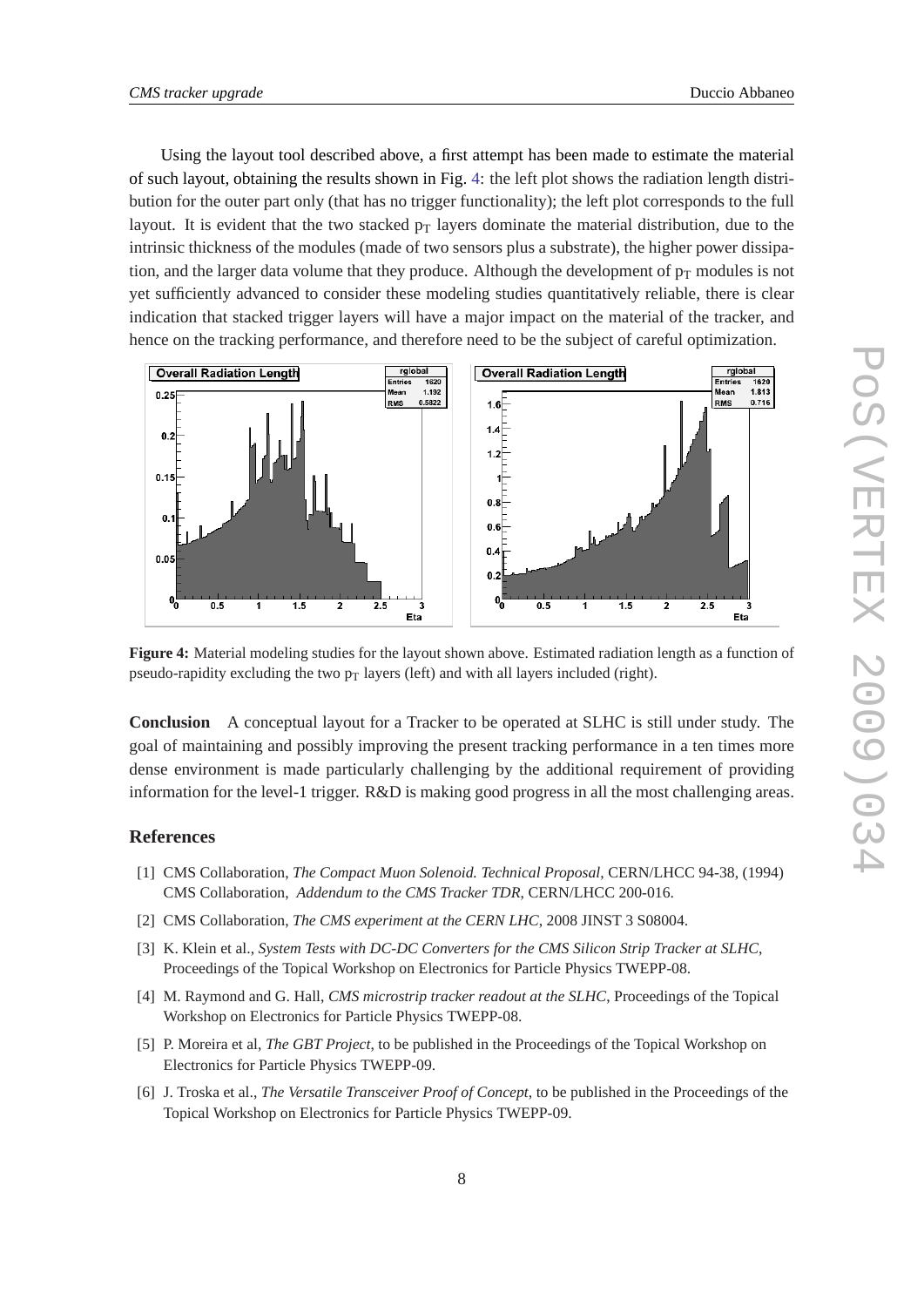Using the layout tool described above, a first attempt has been made to estimate the material of such layout, obtaining the results shown in Fig. 4: the left plot shows the radiation length distribution for the outer part only (that has no trigger functionality); the left plot corresponds to the full layout. It is evident that the two stacked $p_T$ layers dominate the material distribution, due to the intrinsic thickness of the modules (made of two sensors plus a substrate), the higher power dissipation, and the larger data volume that they produce. Although the development of $p_T$ modules is not yet sufficiently advanced to consider these modeling studies quantitatively reliable, there is clear indication that stacked trigger layers will have a major impact on the material of the tracker, and hence on the tracking performance, and therefore need to be the subject of careful optimization.

Overall Radiation Length

rglobal
Entries 1620
Mean 1.192
RMS 0.5822

0.25
0.2
0.15
0.1
0.05
0
0 0.5 1 1.5 2 2.5 3
Eta

Overall Radiation Length

rglobal
Entries 1620
Mean 1.813
RMS 0.716

1.6
1.4
1.2
1
0.8
0.6
0.4
0.2
0
0 0.5 1 1.5 2 2.5 3
Eta

**Figure 4:** Material modeling studies for the layout shown above. Estimated radiation length as a function of pseudo-rapidity excluding the two $p_T$ layers (left) and with all layers included (right).

**Conclusion** A conceptual layout for a Tracker to be operated at SLHC is still under study. The goal of maintaining and possibly improving the present tracking performance in a ten times more dense environment is made particularly challenging by the additional requirement of providing information for the level-1 trigger. R&D is making good progress in all the most challenging areas.

## References

[1] CMS Collaboration, *The Compact Muon Solenoid. Technical Proposal*, CERN/LHCC 94-38, (1994) CMS Collaboration, *Addendum to the CMS Tracker TDR*, CERN/LHCC 200-016.

[2] CMS Collaboration, *The CMS experiment at the CERN LHC*, 2008 JINST 3 S08004.

[3] K. Klein et al., *System Tests with DC-DC Converters for the CMS Silicon Strip Tracker at SLHC*, Proceedings of the Topical Workshop on Electronics for Particle Physics TWEPP-08.

[4] M. Raymond and G. Hall, *CMS microstrip tracker readout at the SLHC*, Proceedings of the Topical Workshop on Electronics for Particle Physics TWEPP-08.

[5] P. Moreira et al, *The GBT Project*, to be published in the Proceedings of the Topical Workshop on Electronics for Particle Physics TWEPP-09.

[6] J. Troska et al., *The Versatile Transceiver Proof of Concept*, to be published in the Proceedings of the Topical Workshop on Electronics for Particle Physics TWEPP-09.